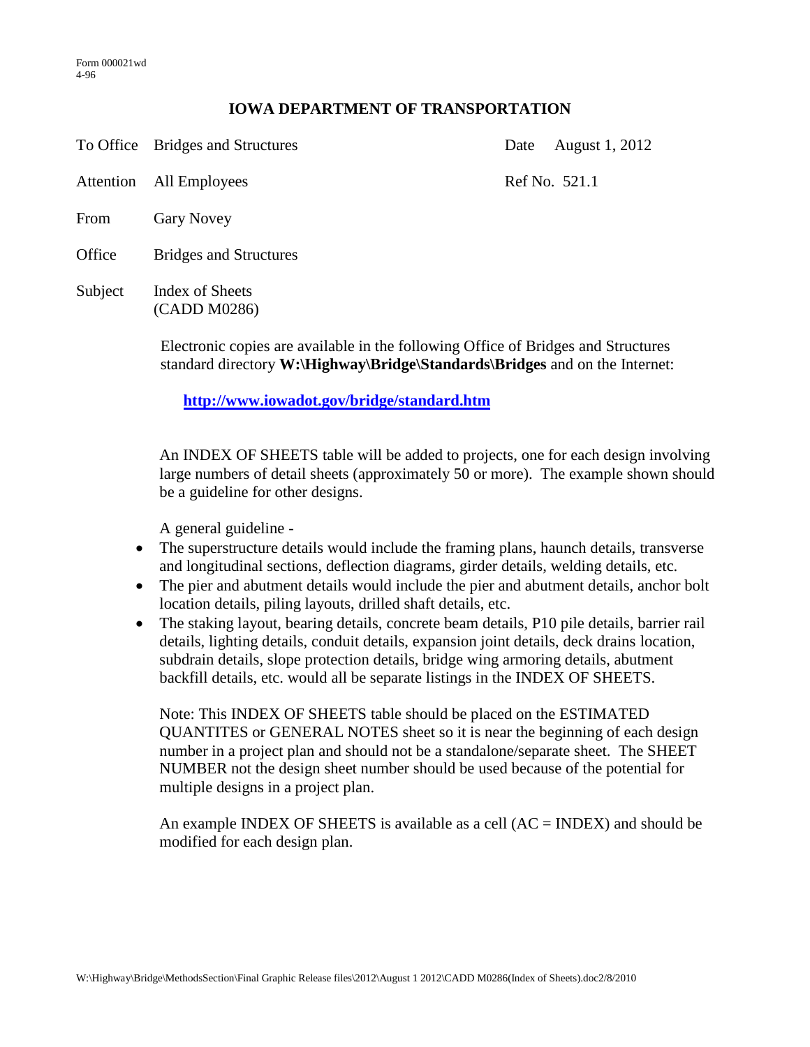Form 000021wd
4-96

# IOWA DEPARTMENT OF TRANSPORTATION

| | | | |
|---|---|---|---|
| To Office | Bridges and Structures | Date | August 1, 2012 |
| Attention | All Employees | Ref No. | 521.1 |
| From | Gary Novey | | |
| Office | Bridges and Structures | | |
| Subject | Index of Sheets (CADD M0286) | | |

Electronic copies are available in the following Office of Bridges and Structures standard directory **W:\Highway\Bridge\Standards\Bridges** and on the Internet:

**http://www.iowadot.gov/bridge/standard.htm**

An INDEX OF SHEETS table will be added to projects, one for each design involving large numbers of detail sheets (approximately 50 or more). The example shown should be a guideline for other designs.

A general guideline -

- The superstructure details would include the framing plans, haunch details, transverse and longitudinal sections, deflection diagrams, girder details, welding details, etc.
- The pier and abutment details would include the pier and abutment details, anchor bolt location details, piling layouts, drilled shaft details, etc.
- The staking layout, bearing details, concrete beam details, P10 pile details, barrier rail details, lighting details, conduit details, expansion joint details, deck drains location, subdrain details, slope protection details, bridge wing armoring details, abutment backfill details, etc. would all be separate listings in the INDEX OF SHEETS.

Note: This INDEX OF SHEETS table should be placed on the ESTIMATED QUANTITES or GENERAL NOTES sheet so it is near the beginning of each design number in a project plan and should not be a standalone/separate sheet. The SHEET NUMBER not the design sheet number should be used because of the potential for multiple designs in a project plan.

An example INDEX OF SHEETS is available as a cell (AC = INDEX) and should be modified for each design plan.

W:\Highway\Bridge\MethodsSection\Final Graphic Release files\2012\August 1 2012\CADD M0286(Index of Sheets).doc2/8/2010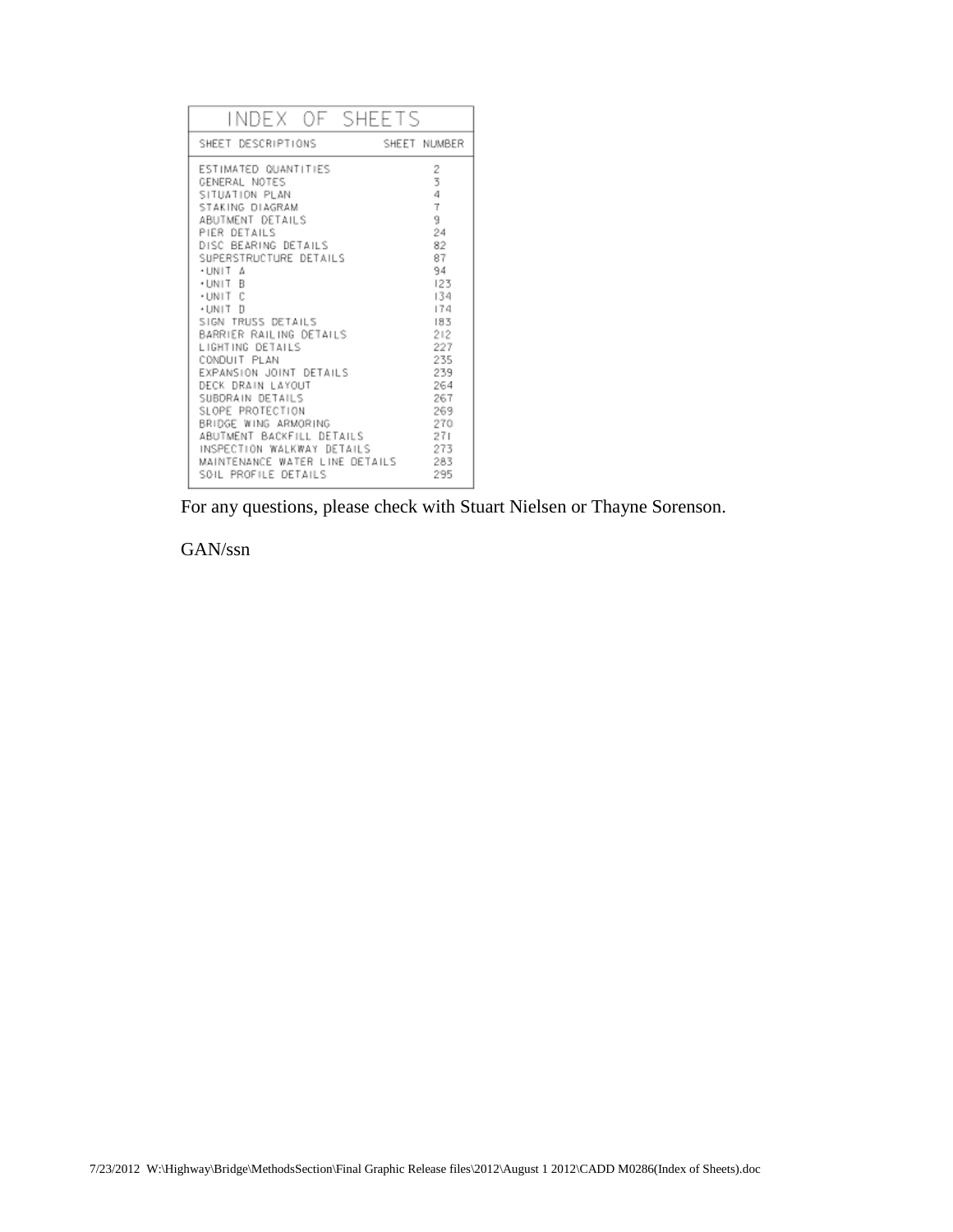| INDEX OF SHEETS | |
| --- | --- |
| SHEET DESCRIPTIONS | SHEET NUMBER |
| ESTIMATED QUANTITIES | 2 |
| GENERAL NOTES | 3 |
| SITUATION PLAN | 4 |
| STAKING DIAGRAM | 7 |
| ABUTMENT DETAILS | 9 |
| PIER DETAILS | 24 |
| DISC BEARING DETAILS | 82 |
| SUPERSTRUCTURE DETAILS | 87 |
| •UNIT A | 94 |
| •UNIT B | 123 |
| •UNIT C | 134 |
| •UNIT D | 174 |
| SIGN TRUSS DETAILS | 183 |
| BARRIER RAILING DETAILS | 212 |
| LIGHTING DETAILS | 227 |
| CONDUIT PLAN | 235 |
| EXPANSION JOINT DETAILS | 239 |
| DECK DRAIN LAYOUT | 264 |
| SUBDRAIN DETAILS | 267 |
| SLOPE PROTECTION | 269 |
| BRIDGE WING ARMORING | 270 |
| ABUTMENT BACKFILL DETAILS | 271 |
| INSPECTION WALKWAY DETAILS | 273 |
| MAINTENANCE WATER LINE DETAILS | 283 |
| SOIL PROFILE DETAILS | 295 |

For any questions, please check with Stuart Nielsen or Thayne Sorenson.

GAN/ssn